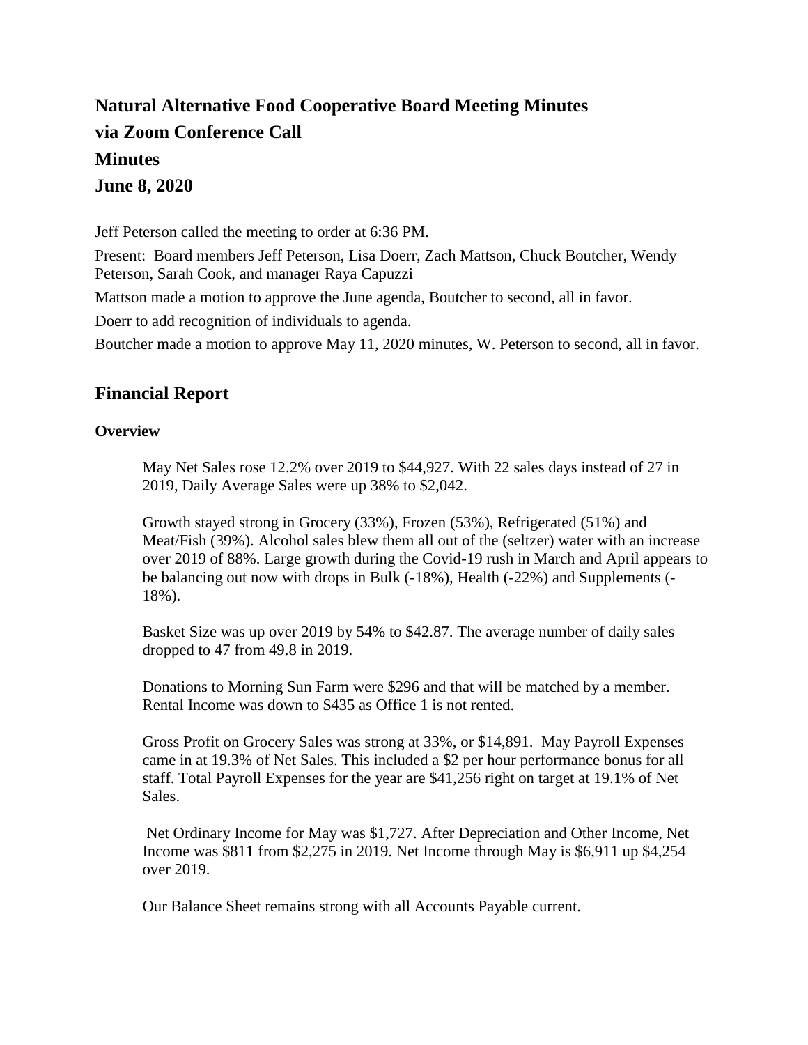# Natural Alternative Food Cooperative Board Meeting Minutes
# via Zoom Conference Call
# Minutes
# June 8, 2020

Jeff Peterson called the meeting to order at 6:36 PM.

Present: Board members Jeff Peterson, Lisa Doerr, Zach Mattson, Chuck Boutcher, Wendy Peterson, Sarah Cook, and manager Raya Capuzzi

Mattson made a motion to approve the June agenda, Boutcher to second, all in favor.

Doerr to add recognition of individuals to agenda.

Boutcher made a motion to approve May 11, 2020 minutes, W. Peterson to second, all in favor.

## Financial Report

### Overview

May Net Sales rose 12.2% over 2019 to $44,927. With 22 sales days instead of 27 in 2019, Daily Average Sales were up 38% to $2,042.

Growth stayed strong in Grocery (33%), Frozen (53%), Refrigerated (51%) and Meat/Fish (39%). Alcohol sales blew them all out of the (seltzer) water with an increase over 2019 of 88%. Large growth during the Covid-19 rush in March and April appears to be balancing out now with drops in Bulk (-18%), Health (-22%) and Supplements (-18%).

Basket Size was up over 2019 by 54% to $42.87. The average number of daily sales dropped to 47 from 49.8 in 2019.

Donations to Morning Sun Farm were $296 and that will be matched by a member. Rental Income was down to $435 as Office 1 is not rented.

Gross Profit on Grocery Sales was strong at 33%, or $14,891. May Payroll Expenses came in at 19.3% of Net Sales. This included a $2 per hour performance bonus for all staff. Total Payroll Expenses for the year are $41,256 right on target at 19.1% of Net Sales.

Net Ordinary Income for May was $1,727. After Depreciation and Other Income, Net Income was $811 from $2,275 in 2019. Net Income through May is $6,911 up $4,254 over 2019.

Our Balance Sheet remains strong with all Accounts Payable current.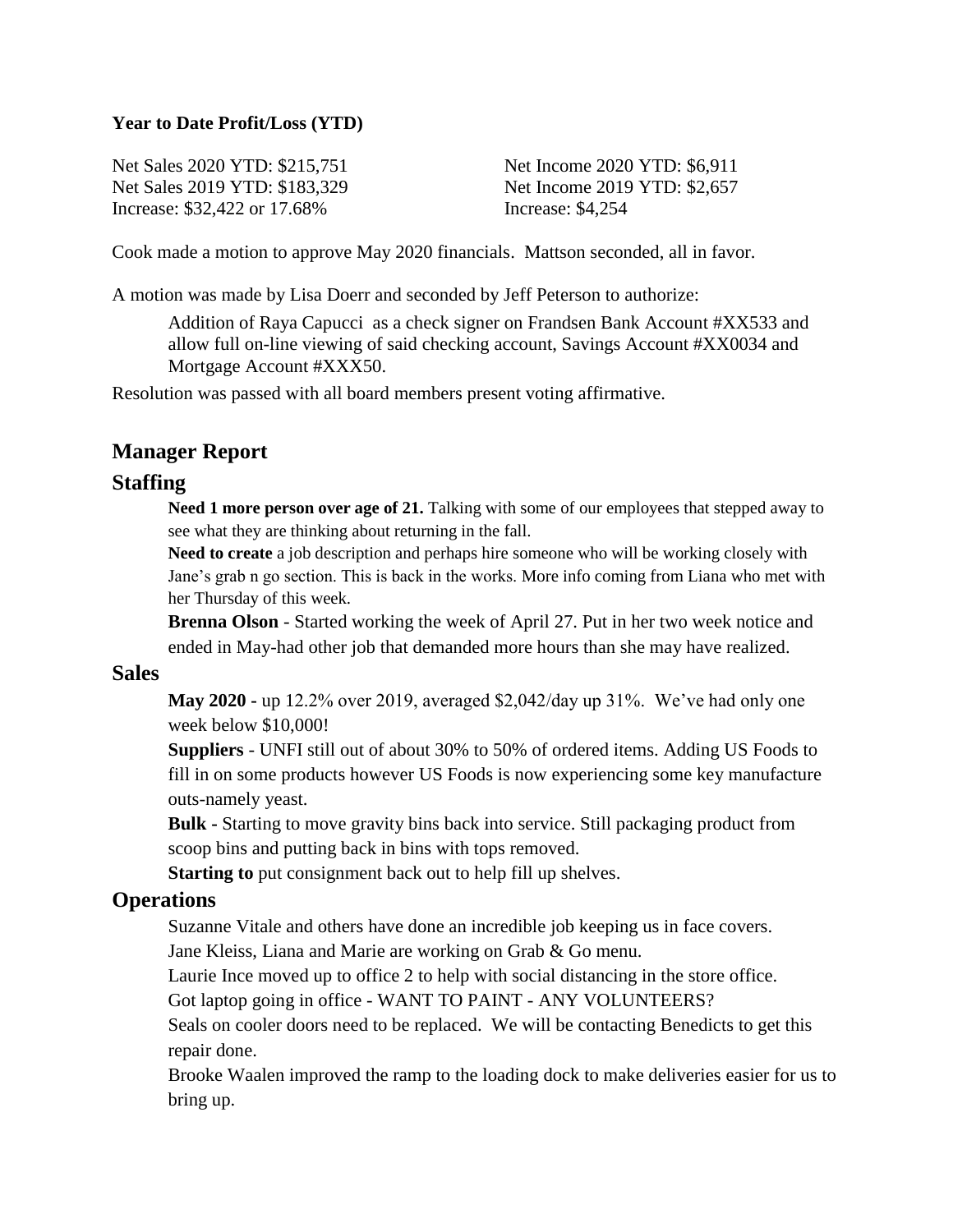**Year to Date Profit/Loss (YTD)**

Net Sales 2020 YTD: $215,751
Net Sales 2019 YTD: $183,329
Increase: $32,422 or 17.68%

Net Income 2020 YTD: $6,911
Net Income 2019 YTD: $2,657
Increase: $4,254

Cook made a motion to approve May 2020 financials. Mattson seconded, all in favor.

A motion was made by Lisa Doerr and seconded by Jeff Peterson to authorize:

> Addition of Raya Capucci as a check signer on Frandsen Bank Account #XX533 and allow full on-line viewing of said checking account, Savings Account #XX0034 and Mortgage Account #XXX50.

Resolution was passed with all board members present voting affirmative.

## Manager Report

## Staffing

**Need 1 more person over age of 21.** Talking with some of our employees that stepped away to see what they are thinking about returning in the fall.

**Need to create** a job description and perhaps hire someone who will be working closely with Jane's grab n go section. This is back in the works. More info coming from Liana who met with her Thursday of this week.

**Brenna Olson** - Started working the week of April 27. Put in her two week notice and ended in May-had other job that demanded more hours than she may have realized.

## Sales

**May 2020 -** up 12.2% over 2019, averaged $2,042/day up 31%. We've had only one week below $10,000!

**Suppliers** - UNFI still out of about 30% to 50% of ordered items. Adding US Foods to fill in on some products however US Foods is now experiencing some key manufacture outs-namely yeast.

**Bulk -** Starting to move gravity bins back into service. Still packaging product from scoop bins and putting back in bins with tops removed.

**Starting to** put consignment back out to help fill up shelves.

## Operations

Suzanne Vitale and others have done an incredible job keeping us in face covers.

Jane Kleiss, Liana and Marie are working on Grab & Go menu.

Laurie Ince moved up to office 2 to help with social distancing in the store office.

Got laptop going in office - WANT TO PAINT - ANY VOLUNTEERS?

Seals on cooler doors need to be replaced. We will be contacting Benedicts to get this repair done.

Brooke Waalen improved the ramp to the loading dock to make deliveries easier for us to bring up.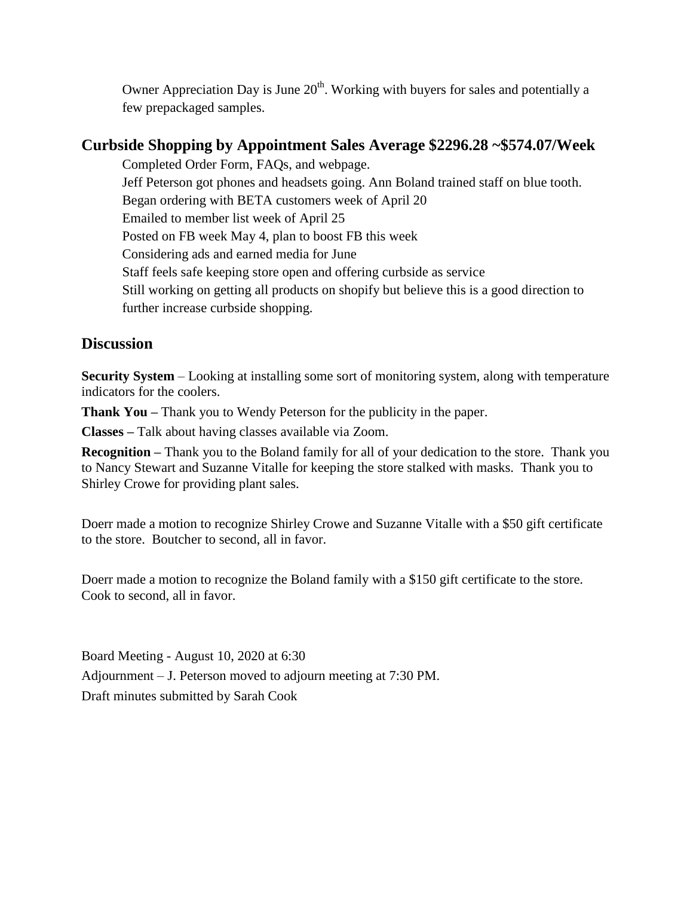Owner Appreciation Day is June 20th. Working with buyers for sales and potentially a few prepackaged samples.

## Curbside Shopping by Appointment Sales Average $2296.28 ~$574.07/Week

Completed Order Form, FAQs, and webpage.
Jeff Peterson got phones and headsets going. Ann Boland trained staff on blue tooth.
Began ordering with BETA customers week of April 20
Emailed to member list week of April 25
Posted on FB week May 4, plan to boost FB this week
Considering ads and earned media for June
Staff feels safe keeping store open and offering curbside as service
Still working on getting all products on shopify but believe this is a good direction to further increase curbside shopping.

## Discussion

**Security System** – Looking at installing some sort of monitoring system, along with temperature indicators for the coolers.

**Thank You –** Thank you to Wendy Peterson for the publicity in the paper.

**Classes –** Talk about having classes available via Zoom.

**Recognition –** Thank you to the Boland family for all of your dedication to the store. Thank you to Nancy Stewart and Suzanne Vitalle for keeping the store stalked with masks. Thank you to Shirley Crowe for providing plant sales.

Doerr made a motion to recognize Shirley Crowe and Suzanne Vitalle with a $50 gift certificate to the store. Boutcher to second, all in favor.

Doerr made a motion to recognize the Boland family with a $150 gift certificate to the store. Cook to second, all in favor.

Board Meeting - August 10, 2020 at 6:30
Adjournment – J. Peterson moved to adjourn meeting at 7:30 PM.
Draft minutes submitted by Sarah Cook